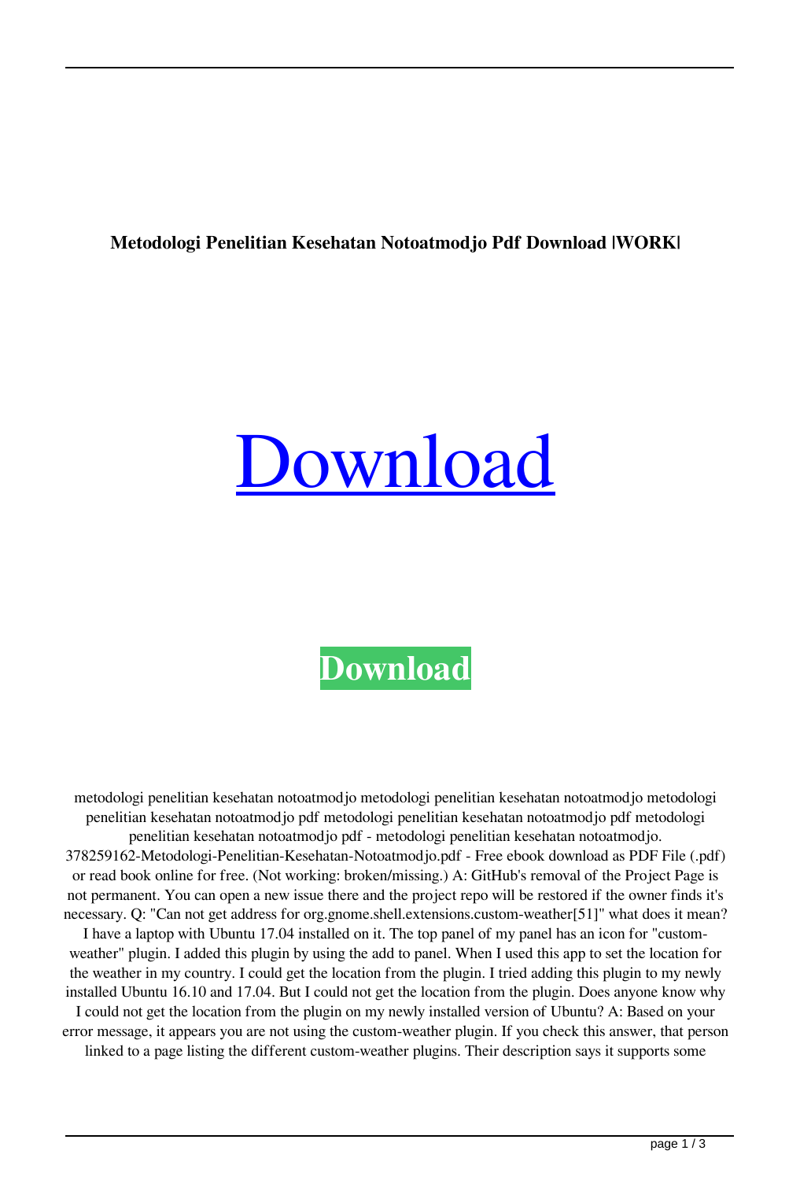**Metodologi Penelitian Kesehatan Notoatmodjo Pdf Download |WORK|**

# Download

**Download**

metodologi penelitian kesehatan notoatmodjo metodologi penelitian kesehatan notoatmodjo metodologi penelitian kesehatan notoatmodjo pdf metodologi penelitian kesehatan notoatmodjo pdf metodologi penelitian kesehatan notoatmodjo pdf - metodologi penelitian kesehatan notoatmodjo. 378259162-Metodologi-Penelitian-Kesehatan-Notoatmodjo.pdf - Free ebook download as PDF File (.pdf) or read book online for free. (Not working: broken/missing.) A: GitHub's removal of the Project Page is not permanent. You can open a new issue there and the project repo will be restored if the owner finds it's necessary. Q: "Can not get address for org.gnome.shell.extensions.custom-weather[51]" what does it mean? I have a laptop with Ubuntu 17.04 installed on it. The top panel of my panel has an icon for "custom-weather" plugin. I added this plugin by using the add to panel. When I used this app to set the location for the weather in my country. I could get the location from the plugin. I tried adding this plugin to my newly installed Ubuntu 16.10 and 17.04. But I could not get the location from the plugin. Does anyone know why I could not get the location from the plugin on my newly installed version of Ubuntu? A: Based on your error message, it appears you are not using the custom-weather plugin. If you check this answer, that person linked to a page listing the different custom-weather plugins. Their description says it supports some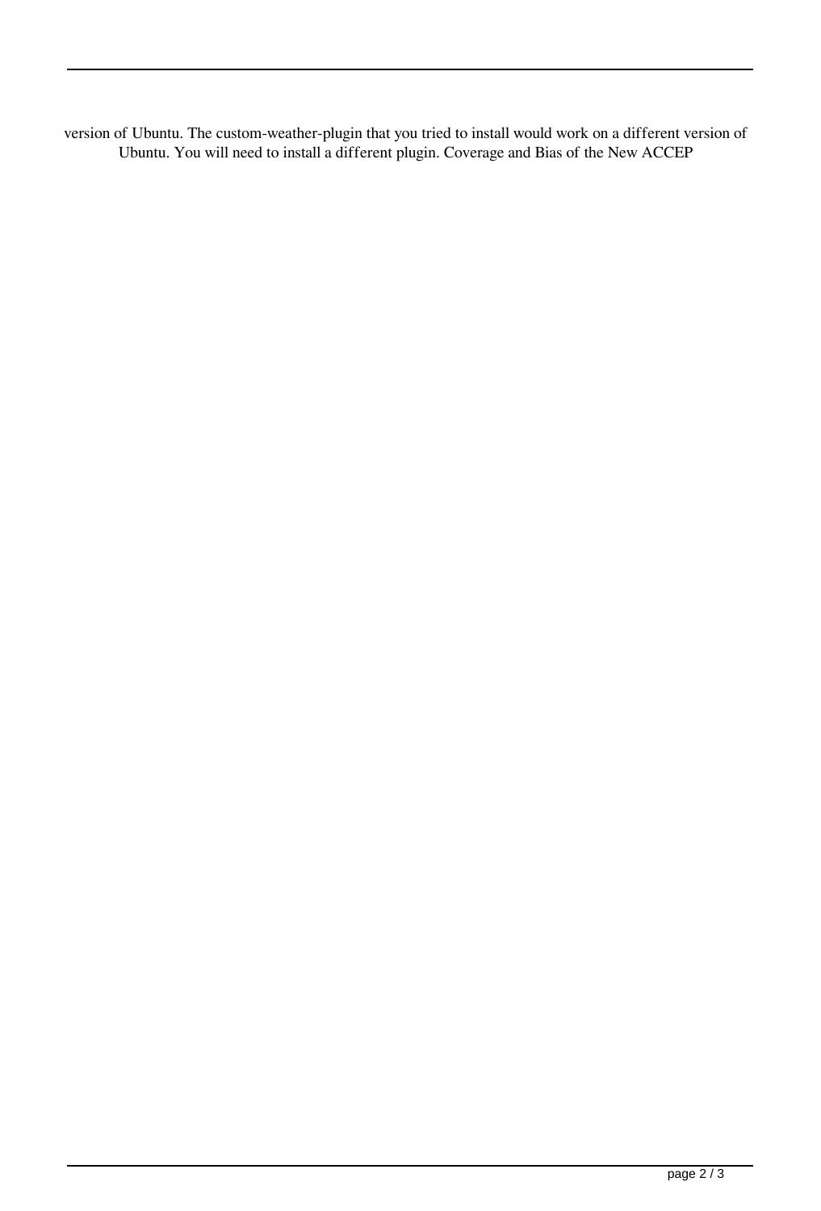version of Ubuntu. The custom-weather-plugin that you tried to install would work on a different version of Ubuntu. You will need to install a different plugin. Coverage and Bias of the New ACCEP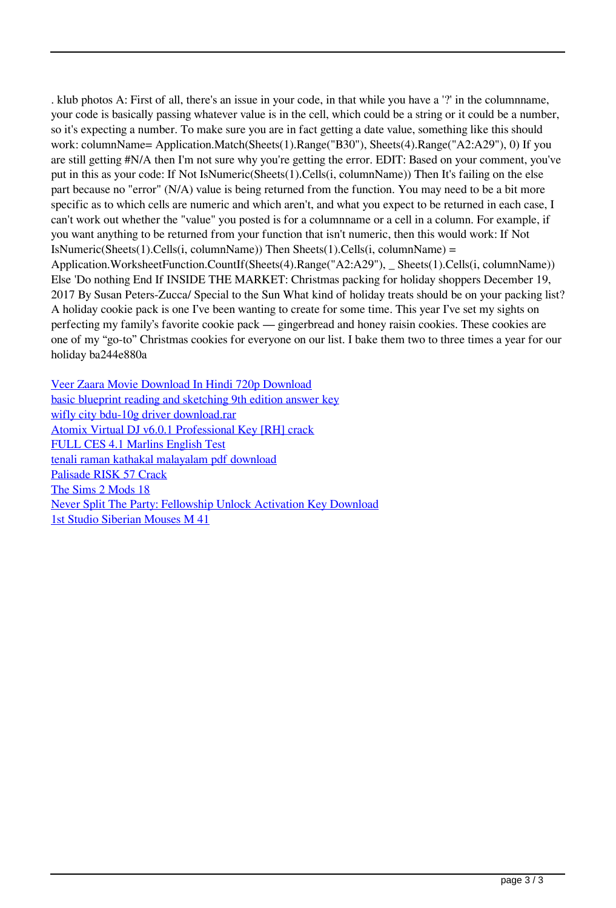. klub photos A: First of all, there's an issue in your code, in that while you have a '?' in the columnname, your code is basically passing whatever value is in the cell, which could be a string or it could be a number, so it's expecting a number. To make sure you are in fact getting a date value, something like this should work: columnName= Application.Match(Sheets(1).Range("B30"), Sheets(4).Range("A2:A29"), 0) If you are still getting #N/A then I'm not sure why you're getting the error. EDIT: Based on your comment, you've put in this as your code: If Not IsNumeric(Sheets(1).Cells(i, columnName)) Then It's failing on the else part because no "error" (N/A) value is being returned from the function. You may need to be a bit more specific as to which cells are numeric and which aren't, and what you expect to be returned in each case, I can't work out whether the "value" you posted is for a columnname or a cell in a column. For example, if you want anything to be returned from your function that isn't numeric, then this would work: If Not IsNumeric(Sheets(1).Cells(i, columnName)) Then Sheets(1).Cells(i, columnName) = Application.WorksheetFunction.CountIf(Sheets(4).Range("A2:A29"), _ Sheets(1).Cells(i, columnName)) Else 'Do nothing End If INSIDE THE MARKET: Christmas packing for holiday shoppers December 19, 2017 By Susan Peters-Zucca/ Special to the Sun What kind of holiday treats should be on your packing list? A holiday cookie pack is one I've been wanting to create for some time. This year I've set my sights on perfecting my family's favorite cookie pack — gingerbread and honey raisin cookies. These cookies are one of my "go-to" Christmas cookies for everyone on our list. I bake them two to three times a year for our holiday ba244e880a

Veer Zaara Movie Download In Hindi 720p Download
basic blueprint reading and sketching 9th edition answer key
wifly city bdu-10g driver download.rar
Atomix Virtual DJ v6.0.1 Professional Key [RH] crack
FULL CES 4.1 Marlins English Test
tenali raman kathakal malayalam pdf download
Palisade RISK 57 Crack
The Sims 2 Mods 18
Never Split The Party: Fellowship Unlock Activation Key Download
1st Studio Siberian Mouses M 41